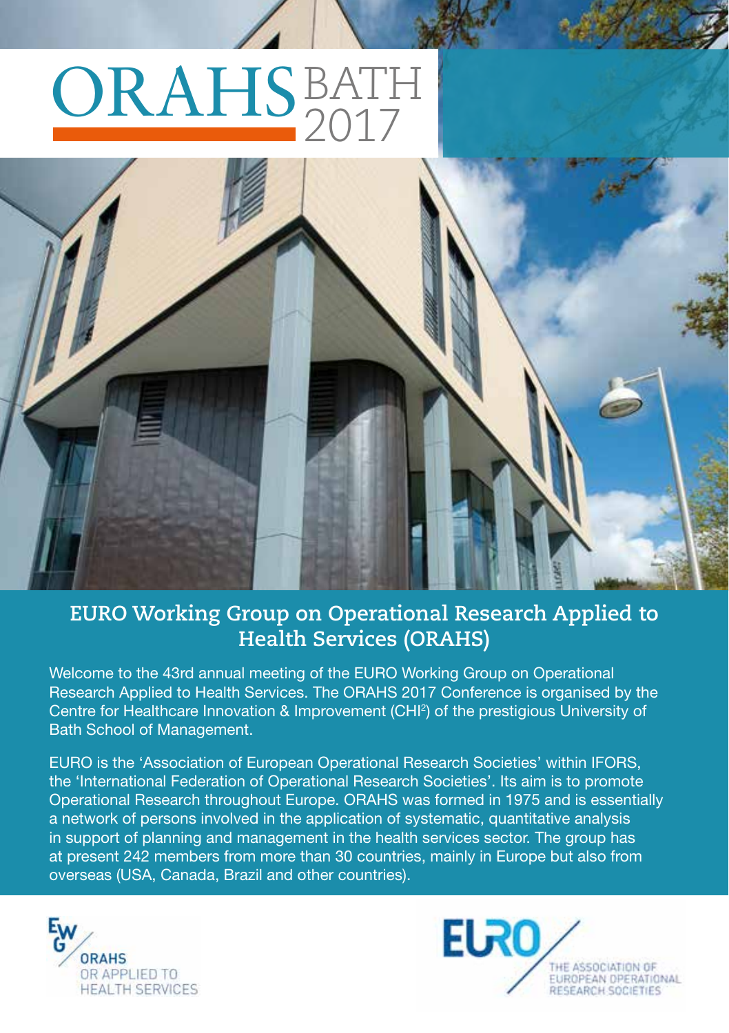# ORAHS BATH 2017

## EURO Working Group on Operational Research Applied to Health Services (ORAHS)

Welcome to the 43rd annual meeting of the EURO Working Group on Operational Research Applied to Health Services. The ORAHS 2017 Conference is organised by the Centre for Healthcare Innovation & Improvement ($CHI^2$) of the prestigious University of Bath School of Management.

EURO is the 'Association of European Operational Research Societies' within IFORS, the 'International Federation of Operational Research Societies'. Its aim is to promote Operational Research throughout Europe. ORAHS was formed in 1975 and is essentially a network of persons involved in the application of systematic, quantitative analysis in support of planning and management in the health services sector. The group has at present 242 members from more than 30 countries, mainly in Europe but also from overseas (USA, Canada, Brazil and other countries).

EWG ORAHS OR APPLIED TO HEALTH SERVICES

EURO THE ASSOCIATION OF EUROPEAN OPERATIONAL RESEARCH SOCIETIES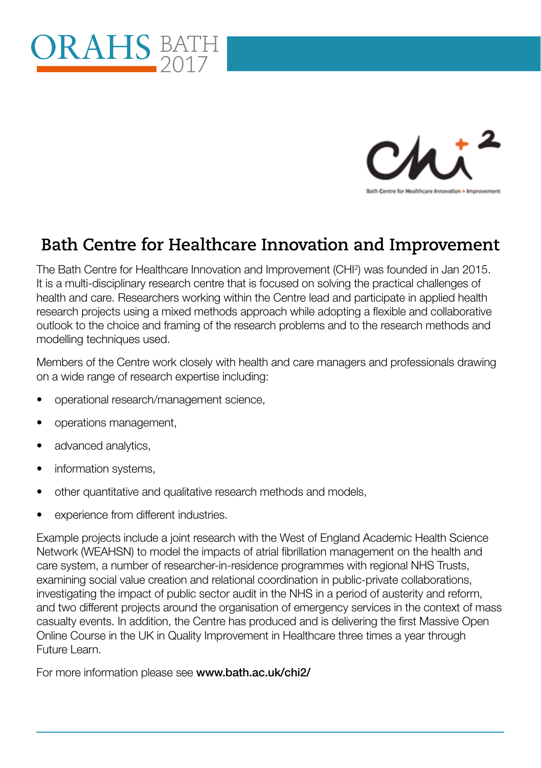# Bath Centre for Healthcare Innovation and Improvement

The Bath Centre for Healthcare Innovation and Improvement (CHI$^2$) was founded in Jan 2015. It is a multi-disciplinary research centre that is focused on solving the practical challenges of health and care. Researchers working within the Centre lead and participate in applied health research projects using a mixed methods approach while adopting a flexible and collaborative outlook to the choice and framing of the research problems and to the research methods and modelling techniques used.

Members of the Centre work closely with health and care managers and professionals drawing on a wide range of research expertise including:

- operational research/management science,
- operations management,
- advanced analytics,
- information systems,
- other quantitative and qualitative research methods and models,
- experience from different industries.

Example projects include a joint research with the West of England Academic Health Science Network (WEAHSN) to model the impacts of atrial fibrillation management on the health and care system, a number of researcher-in-residence programmes with regional NHS Trusts, examining social value creation and relational coordination in public-private collaborations, investigating the impact of public sector audit in the NHS in a period of austerity and reform, and two different projects around the organisation of emergency services in the context of mass casualty events. In addition, the Centre has produced and is delivering the first Massive Open Online Course in the UK in Quality Improvement in Healthcare three times a year through Future Learn.

For more information please see **www.bath.ac.uk/chi2/**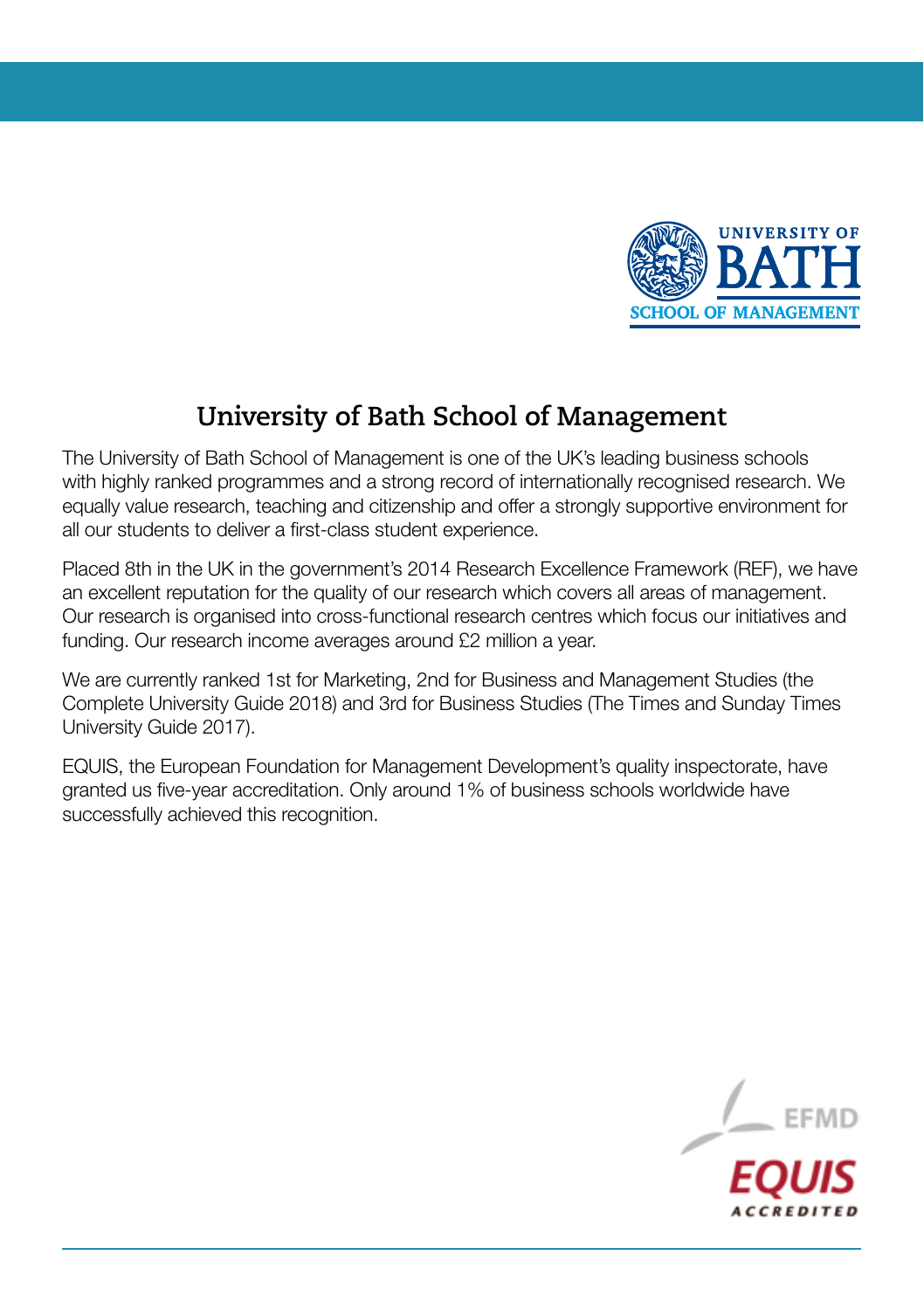# University of Bath School of Management

The University of Bath School of Management is one of the UK's leading business schools with highly ranked programmes and a strong record of internationally recognised research. We equally value research, teaching and citizenship and offer a strongly supportive environment for all our students to deliver a first-class student experience.

Placed 8th in the UK in the government's 2014 Research Excellence Framework (REF), we have an excellent reputation for the quality of our research which covers all areas of management. Our research is organised into cross-functional research centres which focus our initiatives and funding. Our research income averages around £2 million a year.

We are currently ranked 1st for Marketing, 2nd for Business and Management Studies (the Complete University Guide 2018) and 3rd for Business Studies (The Times and Sunday Times University Guide 2017).

EQUIS, the European Foundation for Management Development's quality inspectorate, have granted us five-year accreditation. Only around 1% of business schools worldwide have successfully achieved this recognition.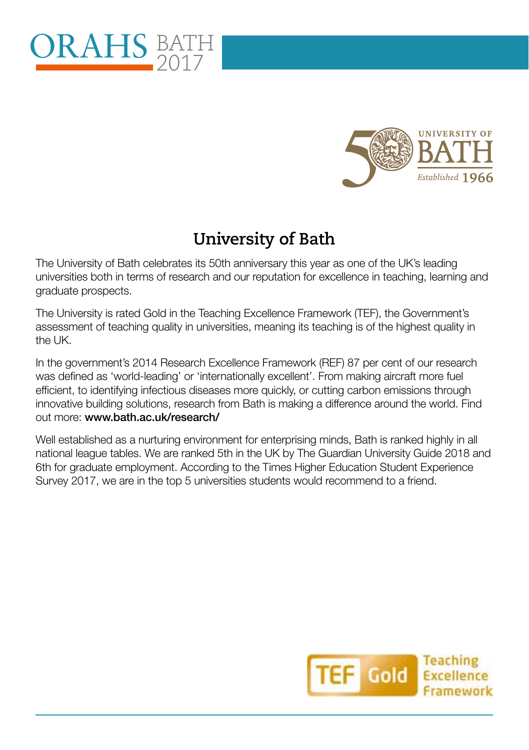# University of Bath

The University of Bath celebrates its 50th anniversary this year as one of the UK's leading universities both in terms of research and our reputation for excellence in teaching, learning and graduate prospects.

The University is rated Gold in the Teaching Excellence Framework (TEF), the Government's assessment of teaching quality in universities, meaning its teaching is of the highest quality in the UK.

In the government's 2014 Research Excellence Framework (REF) 87 per cent of our research was defined as 'world-leading' or 'internationally excellent'. From making aircraft more fuel efficient, to identifying infectious diseases more quickly, or cutting carbon emissions through innovative building solutions, research from Bath is making a difference around the world. Find out more: **www.bath.ac.uk/research/**

Well established as a nurturing environment for enterprising minds, Bath is ranked highly in all national league tables. We are ranked 5th in the UK by The Guardian University Guide 2018 and 6th for graduate employment. According to the Times Higher Education Student Experience Survey 2017, we are in the top 5 universities students would recommend to a friend.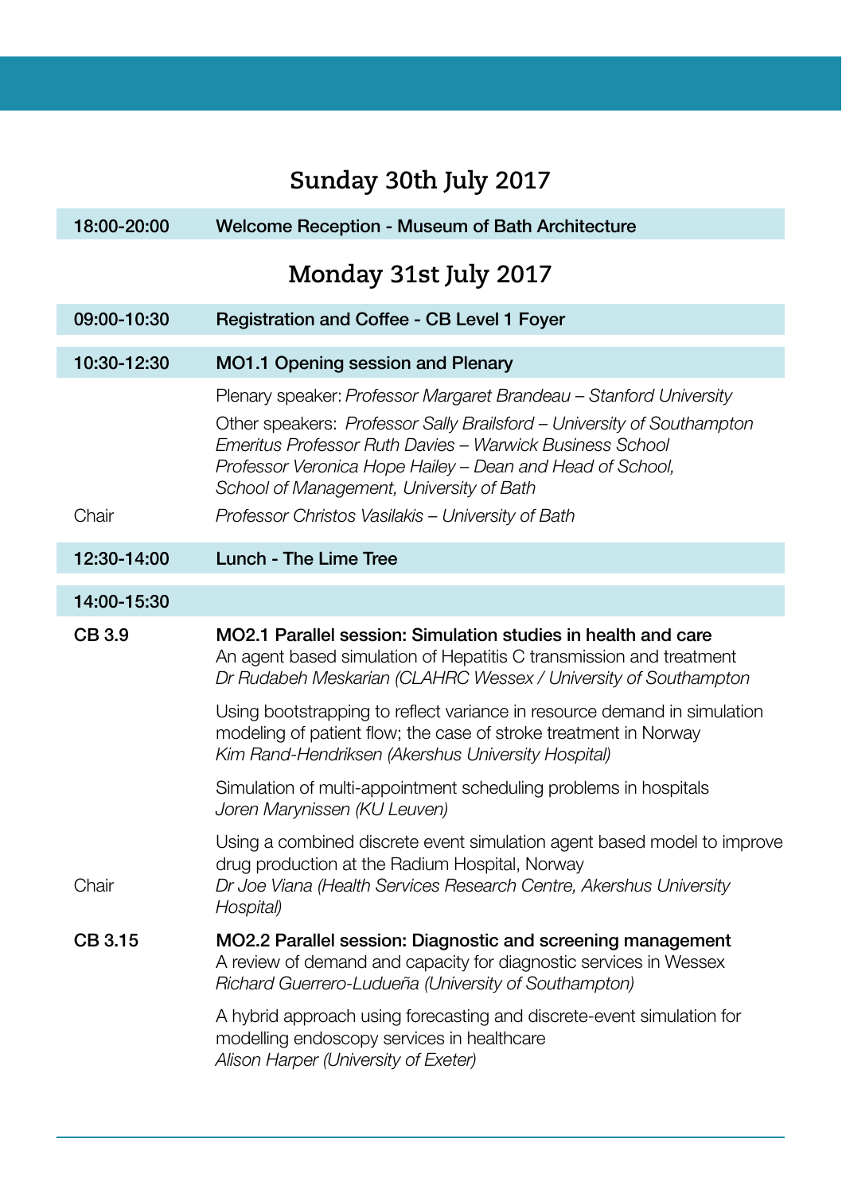## Sunday 30th July 2017

| | |
|---|---|
| **18:00-20:00** | **Welcome Reception - Museum of Bath Architecture** |

## Monday 31st July 2017

| | |
|---|---|
| **09:00-10:30** | **Registration and Coffee - CB Level 1 Foyer** |
| **10:30-12:30** | **MO1.1 Opening session and Plenary** |
| | Plenary speaker: *Professor Margaret Brandeau – Stanford University* |
| | Other speakers: *Professor Sally Brailsford – University of Southampton*<br>*Emeritus Professor Ruth Davies – Warwick Business School*<br>*Professor Veronica Hope Hailey – Dean and Head of School, School of Management, University of Bath* |
| Chair | *Professor Christos Vasilakis – University of Bath* |
| **12:30-14:00** | **Lunch - The Lime Tree** |
| **14:00-15:30** | |
| **CB 3.9** | **MO2.1 Parallel session: Simulation studies in health and care**<br>An agent based simulation of Hepatitis C transmission and treatment<br>*Dr Rudabeh Meskarian (CLAHRC Wessex / University of Southampton* |
| | Using bootstrapping to reflect variance in resource demand in simulation modeling of patient flow; the case of stroke treatment in Norway<br>*Kim Rand-Hendriksen (Akershus University Hospital)* |
| | Simulation of multi-appointment scheduling problems in hospitals<br>*Joren Marynissen (KU Leuven)* |
| Chair | Using a combined discrete event simulation agent based model to improve drug production at the Radium Hospital, Norway<br>*Dr Joe Viana (Health Services Research Centre, Akershus University Hospital)* |
| **CB 3.15** | **MO2.2 Parallel session: Diagnostic and screening management**<br>A review of demand and capacity for diagnostic services in Wessex<br>*Richard Guerrero-Ludueña (University of Southampton)* |
| | A hybrid approach using forecasting and discrete-event simulation for modelling endoscopy services in healthcare<br>*Alison Harper (University of Exeter)* |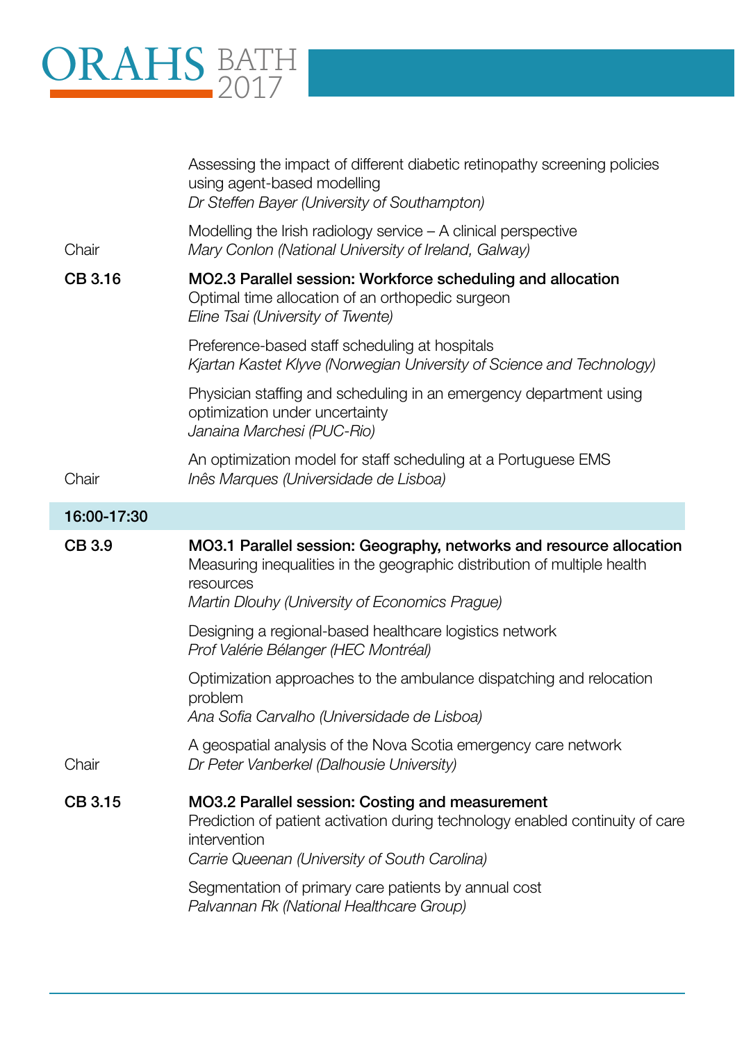Assessing the impact of different diabetic retinopathy screening policies using agent-based modelling
*Dr Steffen Bayer (University of Southampton)*

Modelling the Irish radiology service – A clinical perspective
Chair *Mary Conlon (National University of Ireland, Galway)*

**CB 3.16** **MO2.3 Parallel session: Workforce scheduling and allocation**

Optimal time allocation of an orthopedic surgeon
*Eline Tsai (University of Twente)*

Preference-based staff scheduling at hospitals
*Kjartan Kastet Klyve (Norwegian University of Science and Technology)*

Physician staffing and scheduling in an emergency department using optimization under uncertainty
*Janaina Marchesi (PUC-Rio)*

An optimization model for staff scheduling at a Portuguese EMS
Chair *Inês Marques (Universidade de Lisboa)*

**16:00-17:30**

**CB 3.9** **MO3.1 Parallel session: Geography, networks and resource allocation**

Measuring inequalities in the geographic distribution of multiple health resources
*Martin Dlouhy (University of Economics Prague)*

Designing a regional-based healthcare logistics network
*Prof Valérie Bélanger (HEC Montréal)*

Optimization approaches to the ambulance dispatching and relocation problem
*Ana Sofia Carvalho (Universidade de Lisboa)*

A geospatial analysis of the Nova Scotia emergency care network
Chair *Dr Peter Vanberkel (Dalhousie University)*

**CB 3.15** **MO3.2 Parallel session: Costing and measurement**

Prediction of patient activation during technology enabled continuity of care intervention
*Carrie Queenan (University of South Carolina)*

Segmentation of primary care patients by annual cost
*Palvannan Rk (National Healthcare Group)*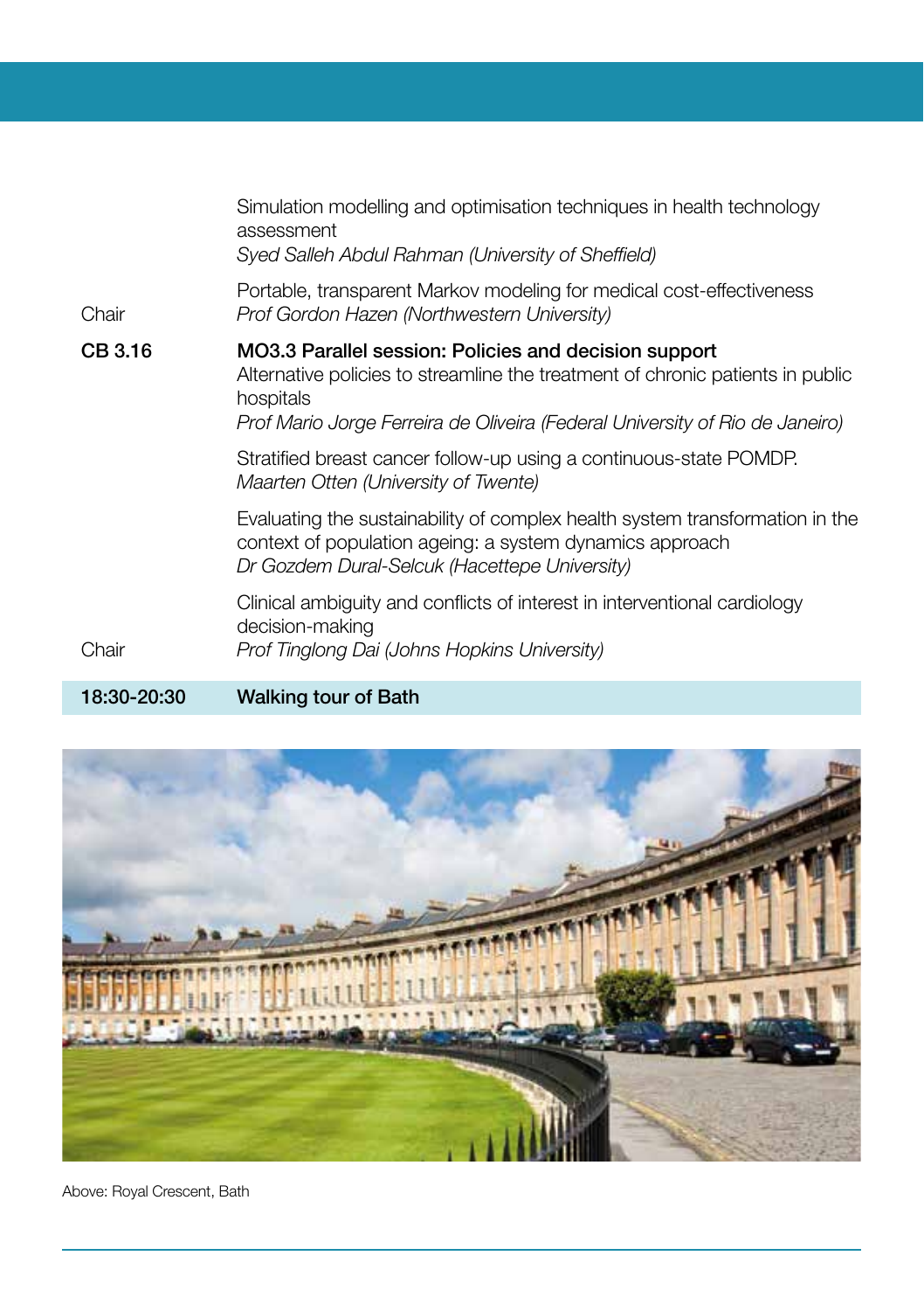| | |
|---|---|
| | Simulation modelling and optimisation techniques in health technology assessment<br>*Syed Salleh Abdul Rahman (University of Sheffield)* |
| Chair | Portable, transparent Markov modeling for medical cost-effectiveness<br>*Prof Gordon Hazen (Northwestern University)* |
| **CB 3.16** | **MO3.3 Parallel session: Policies and decision support**<br>Alternative policies to streamline the treatment of chronic patients in public hospitals<br>*Prof Mario Jorge Ferreira de Oliveira (Federal University of Rio de Janeiro)* |
| | Stratified breast cancer follow-up using a continuous-state POMDP.<br>*Maarten Otten (University of Twente)* |
| | Evaluating the sustainability of complex health system transformation in the context of population ageing: a system dynamics approach<br>*Dr Gozdem Dural-Selcuk (Hacettepe University)* |
| Chair | Clinical ambiguity and conflicts of interest in interventional cardiology decision-making<br>*Prof Tinglong Dai (Johns Hopkins University)* |
| **18:30-20:30** | **Walking tour of Bath** |

Above: Royal Crescent, Bath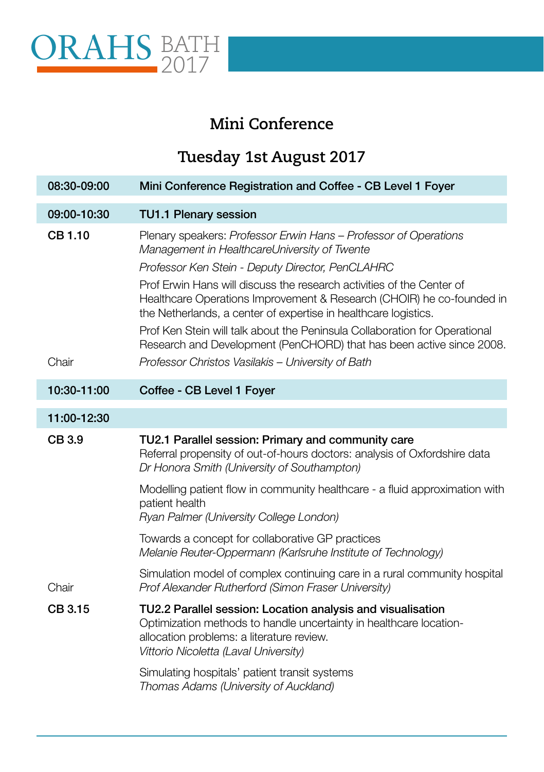# Mini Conference

## Tuesday 1st August 2017

| | |
|---|---|
| **08:30-09:00** | **Mini Conference Registration and Coffee - CB Level 1 Foyer** |
| **09:00-10:30** | **TU1.1 Plenary session** |
| **CB 1.10** | Plenary speakers: *Professor Erwin Hans – Professor of Operations Management in HealthcareUniversity of Twente* |
| | *Professor Ken Stein - Deputy Director, PenCLAHRC* |
| | Prof Erwin Hans will discuss the research activities of the Center of Healthcare Operations Improvement & Research (CHOIR) he co-founded in the Netherlands, a center of expertise in healthcare logistics. |
| | Prof Ken Stein will talk about the Peninsula Collaboration for Operational Research and Development (PenCHORD) that has been active since 2008. |
| Chair | *Professor Christos Vasilakis – University of Bath* |
| **10:30-11:00** | **Coffee - CB Level 1 Foyer** |
| **11:00-12:30** | |
| **CB 3.9** | **TU2.1 Parallel session: Primary and community care**<br>Referral propensity of out-of-hours doctors: analysis of Oxfordshire data<br>*Dr Honora Smith (University of Southampton)* |
| | Modelling patient flow in community healthcare - a fluid approximation with patient health<br>*Ryan Palmer (University College London)* |
| | Towards a concept for collaborative GP practices<br>*Melanie Reuter-Oppermann (Karlsruhe Institute of Technology)* |
| Chair | Simulation model of complex continuing care in a rural community hospital<br>*Prof Alexander Rutherford (Simon Fraser University)* |
| **CB 3.15** | **TU2.2 Parallel session: Location analysis and visualisation**<br>Optimization methods to handle uncertainty in healthcare location-allocation problems: a literature review.<br>*Vittorio Nicoletta (Laval University)* |
| | Simulating hospitals' patient transit systems<br>*Thomas Adams (University of Auckland)* |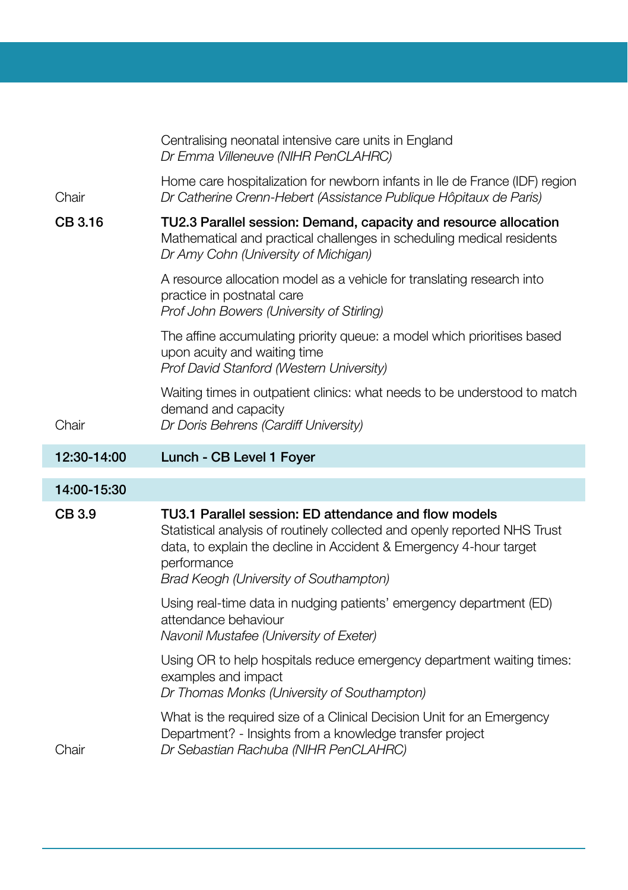| | |
|---|---|
| | Centralising neonatal intensive care units in England<br>*Dr Emma Villeneuve (NIHR PenCLAHRC)* |
| Chair | Home care hospitalization for newborn infants in Ile de France (IDF) region<br>*Dr Catherine Crenn-Hebert (Assistance Publique Hôpitaux de Paris)* |
| **CB 3.16** | **TU2.3 Parallel session: Demand, capacity and resource allocation**<br>Mathematical and practical challenges in scheduling medical residents<br>*Dr Amy Cohn (University of Michigan)* |
| | A resource allocation model as a vehicle for translating research into practice in postnatal care<br>*Prof John Bowers (University of Stirling)* |
| | The affine accumulating priority queue: a model which prioritises based upon acuity and waiting time<br>*Prof David Stanford (Western University)* |
| Chair | Waiting times in outpatient clinics: what needs to be understood to match demand and capacity<br>*Dr Doris Behrens (Cardiff University)* |
| **12:30-14:00** | **Lunch - CB Level 1 Foyer** |
| **14:00-15:30** | |
| **CB 3.9** | **TU3.1 Parallel session: ED attendance and flow models**<br>Statistical analysis of routinely collected and openly reported NHS Trust data, to explain the decline in Accident & Emergency 4-hour target performance<br>*Brad Keogh (University of Southampton)* |
| | Using real-time data in nudging patients' emergency department (ED) attendance behaviour<br>*Navonil Mustafee (University of Exeter)* |
| | Using OR to help hospitals reduce emergency department waiting times: examples and impact<br>*Dr Thomas Monks (University of Southampton)* |
| Chair | What is the required size of a Clinical Decision Unit for an Emergency Department? - Insights from a knowledge transfer project<br>*Dr Sebastian Rachuba (NIHR PenCLAHRC)* |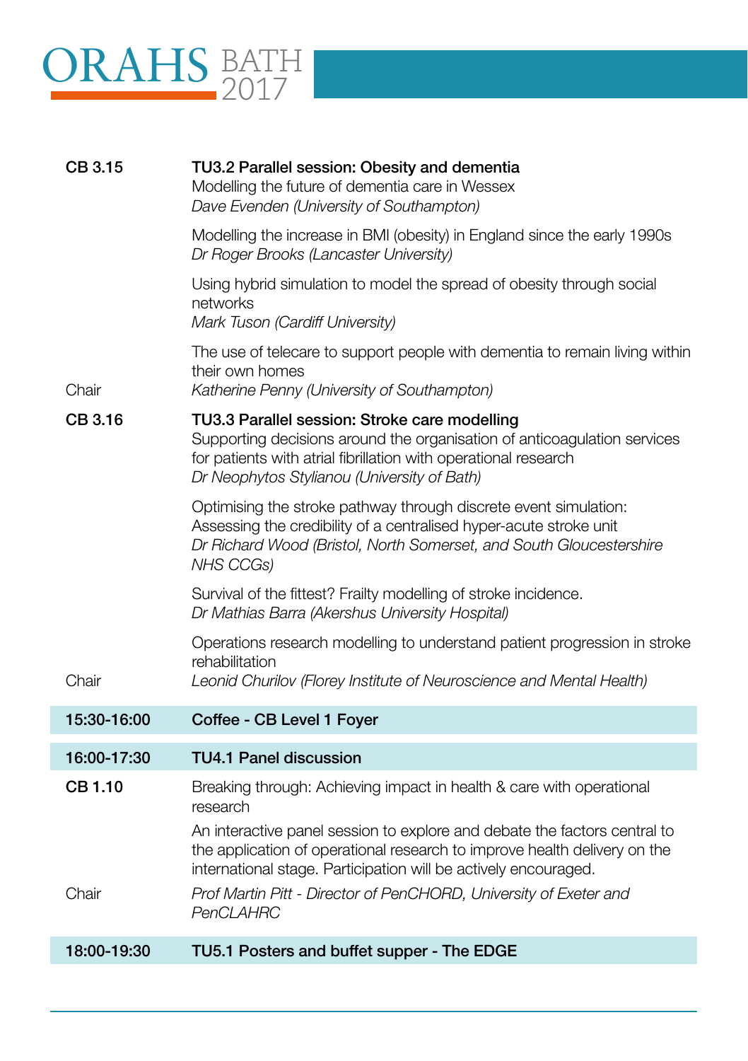**CB 3.15** — **TU3.2 Parallel session: Obesity and dementia**

Modelling the future of dementia care in Wessex
*Dave Evenden (University of Southampton)*

Modelling the increase in BMI (obesity) in England since the early 1990s
*Dr Roger Brooks (Lancaster University)*

Using hybrid simulation to model the spread of obesity through social networks
*Mark Tuson (Cardiff University)*

The use of telecare to support people with dementia to remain living within their own homes

Chair — *Katherine Penny (University of Southampton)*

**CB 3.16** — **TU3.3 Parallel session: Stroke care modelling**

Supporting decisions around the organisation of anticoagulation services for patients with atrial fibrillation with operational research
*Dr Neophytos Stylianou (University of Bath)*

Optimising the stroke pathway through discrete event simulation: Assessing the credibility of a centralised hyper-acute stroke unit
*Dr Richard Wood (Bristol, North Somerset, and South Gloucestershire NHS CCGs)*

Survival of the fittest? Frailty modelling of stroke incidence.
*Dr Mathias Barra (Akershus University Hospital)*

Operations research modelling to understand patient progression in stroke rehabilitation

Chair — *Leonid Churilov (Florey Institute of Neuroscience and Mental Health)*

**15:30-16:00** — **Coffee - CB Level 1 Foyer**

**16:00-17:30** — **TU4.1 Panel discussion**

**CB 1.10**

Breaking through: Achieving impact in health & care with operational research

An interactive panel session to explore and debate the factors central to the application of operational research to improve health delivery on the international stage. Participation will be actively encouraged.

Chair — *Prof Martin Pitt - Director of PenCHORD, University of Exeter and PenCLAHRC*

**18:00-19:30** — **TU5.1 Posters and buffet supper - The EDGE**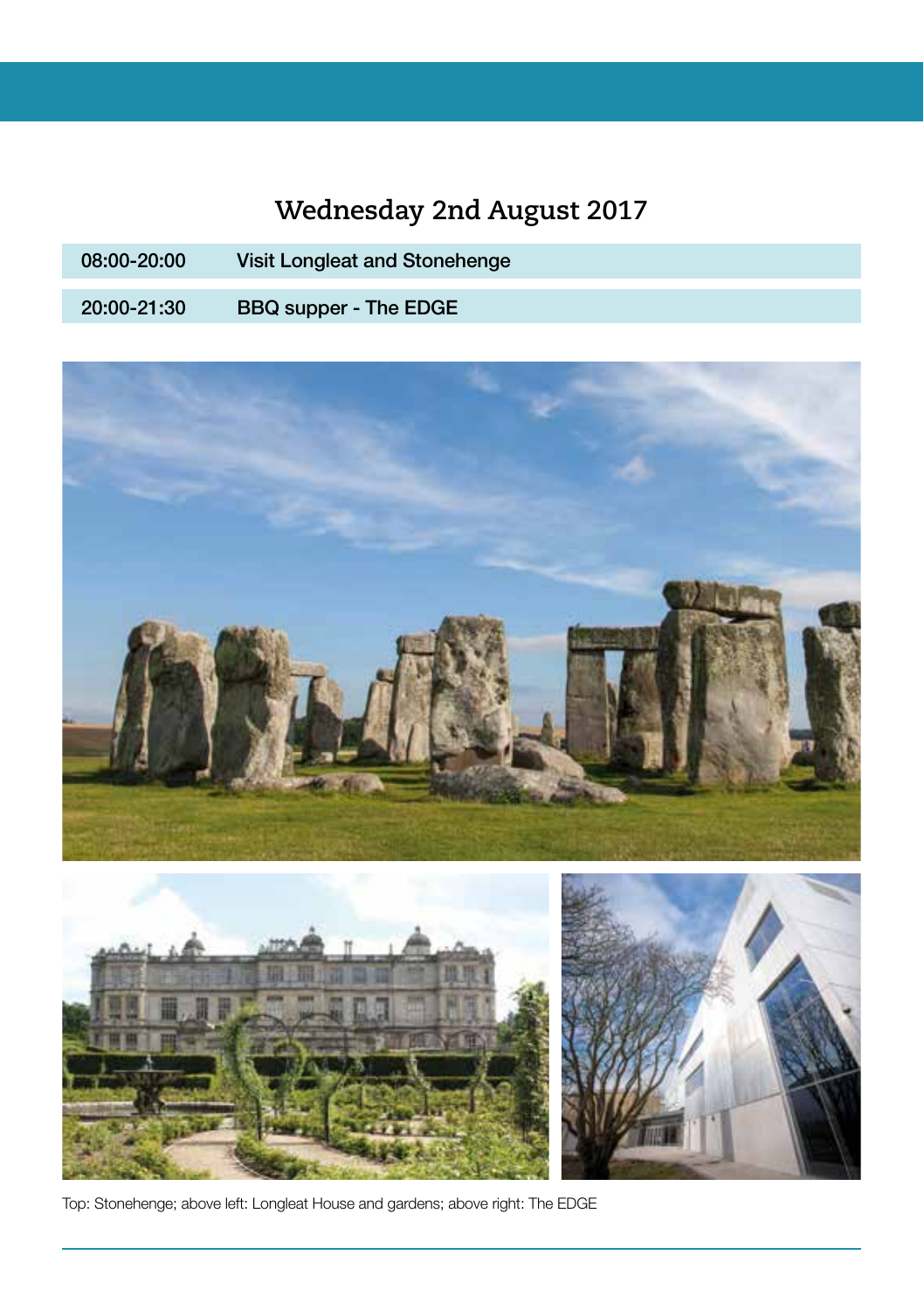## Wednesday 2nd August 2017

| | |
|---|---|
| 08:00-20:00 | Visit Longleat and Stonehenge |
| 20:00-21:30 | BBQ supper - The EDGE |

Top: Stonehenge; above left: Longleat House and gardens; above right: The EDGE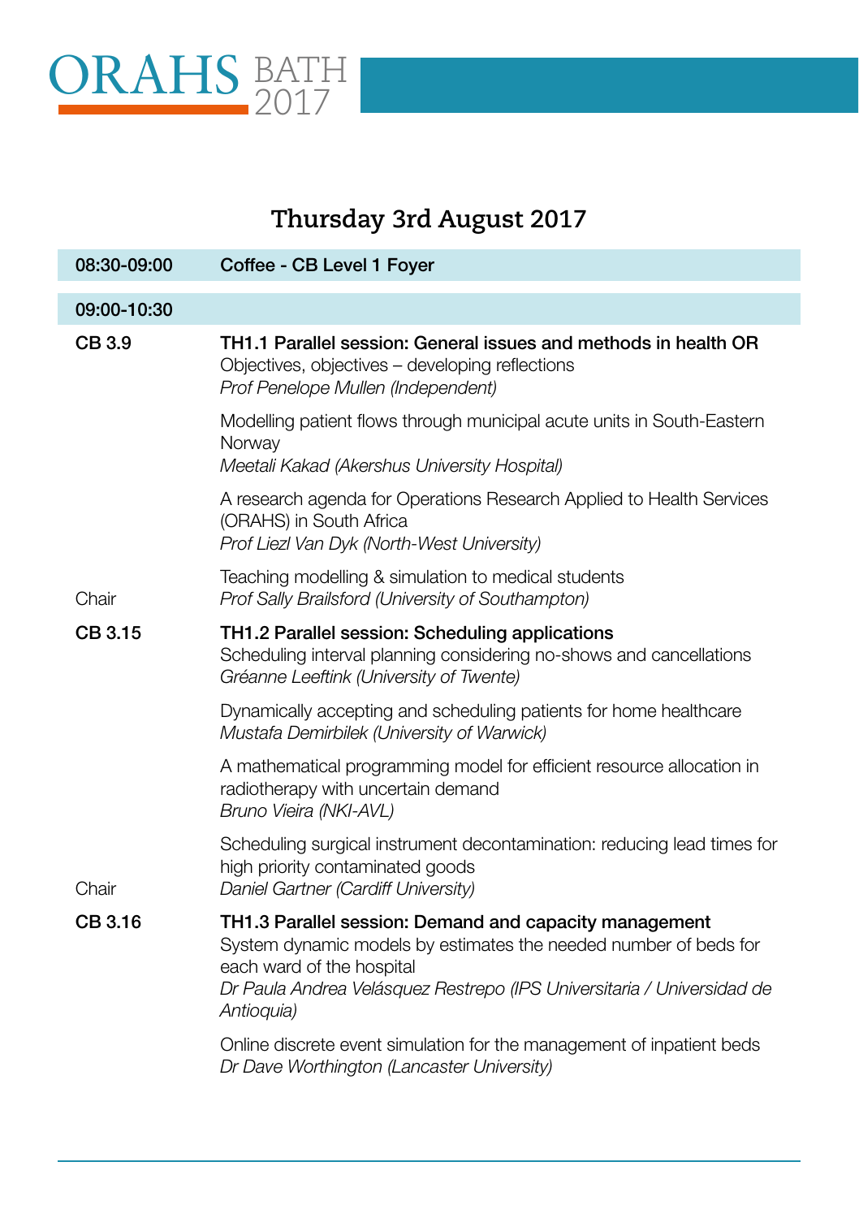ORAHS BATH 2017

## Thursday 3rd August 2017

| | |
|---|---|
| 08:30-09:00 | Coffee - CB Level 1 Foyer |

| | |
|---|---|
| 09:00-10:30 | |
| **CB 3.9** | **TH1.1 Parallel session: General issues and methods in health OR**<br>Objectives, objectives – developing reflections<br>*Prof Penelope Mullen (Independent)* |
| | Modelling patient flows through municipal acute units in South-Eastern Norway<br>*Meetali Kakad (Akershus University Hospital)* |
| | A research agenda for Operations Research Applied to Health Services (ORAHS) in South Africa<br>*Prof Liezl Van Dyk (North-West University)* |
| Chair | Teaching modelling & simulation to medical students<br>*Prof Sally Brailsford (University of Southampton)* |
| **CB 3.15** | **TH1.2 Parallel session: Scheduling applications**<br>Scheduling interval planning considering no-shows and cancellations<br>*Gréanne Leeftink (University of Twente)* |
| | Dynamically accepting and scheduling patients for home healthcare<br>*Mustafa Demirbilek (University of Warwick)* |
| | A mathematical programming model for efficient resource allocation in radiotherapy with uncertain demand<br>*Bruno Vieira (NKI-AVL)* |
| Chair | Scheduling surgical instrument decontamination: reducing lead times for high priority contaminated goods<br>*Daniel Gartner (Cardiff University)* |
| **CB 3.16** | **TH1.3 Parallel session: Demand and capacity management**<br>System dynamic models by estimates the needed number of beds for each ward of the hospital<br>*Dr Paula Andrea Velásquez Restrepo (IPS Universitaria / Universidad de Antioquia)* |
| | Online discrete event simulation for the management of inpatient beds<br>*Dr Dave Worthington (Lancaster University)* |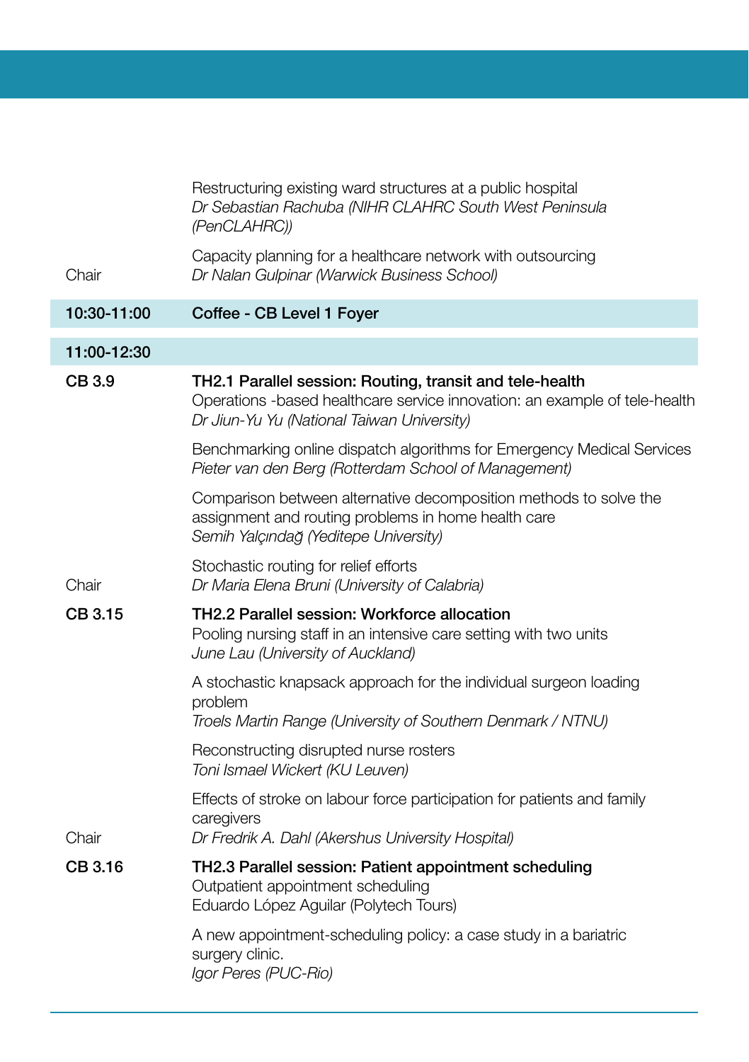| | |
|---|---|
| | Restructuring existing ward structures at a public hospital<br>*Dr Sebastian Rachuba (NIHR CLAHRC South West Peninsula (PenCLAHRC))* |
| Chair | Capacity planning for a healthcare network with outsourcing<br>*Dr Nalan Gulpinar (Warwick Business School)* |
| **10:30-11:00** | **Coffee - CB Level 1 Foyer** |
| **11:00-12:30** | |
| **CB 3.9** | **TH2.1 Parallel session: Routing, transit and tele-health**<br>Operations -based healthcare service innovation: an example of tele-health<br>*Dr Jiun-Yu Yu (National Taiwan University)* |
| | Benchmarking online dispatch algorithms for Emergency Medical Services<br>*Pieter van den Berg (Rotterdam School of Management)* |
| | Comparison between alternative decomposition methods to solve the assignment and routing problems in home health care<br>*Semih Yalçındağ (Yeditepe University)* |
| Chair | Stochastic routing for relief efforts<br>*Dr Maria Elena Bruni (University of Calabria)* |
| **CB 3.15** | **TH2.2 Parallel session: Workforce allocation**<br>Pooling nursing staff in an intensive care setting with two units<br>*June Lau (University of Auckland)* |
| | A stochastic knapsack approach for the individual surgeon loading problem<br>*Troels Martin Range (University of Southern Denmark / NTNU)* |
| | Reconstructing disrupted nurse rosters<br>*Toni Ismael Wickert (KU Leuven)* |
| Chair | Effects of stroke on labour force participation for patients and family caregivers<br>*Dr Fredrik A. Dahl (Akershus University Hospital)* |
| **CB 3.16** | **TH2.3 Parallel session: Patient appointment scheduling**<br>Outpatient appointment scheduling<br>Eduardo López Aguilar (Polytech Tours) |
| | A new appointment-scheduling policy: a case study in a bariatric surgery clinic.<br>*Igor Peres (PUC-Rio)* |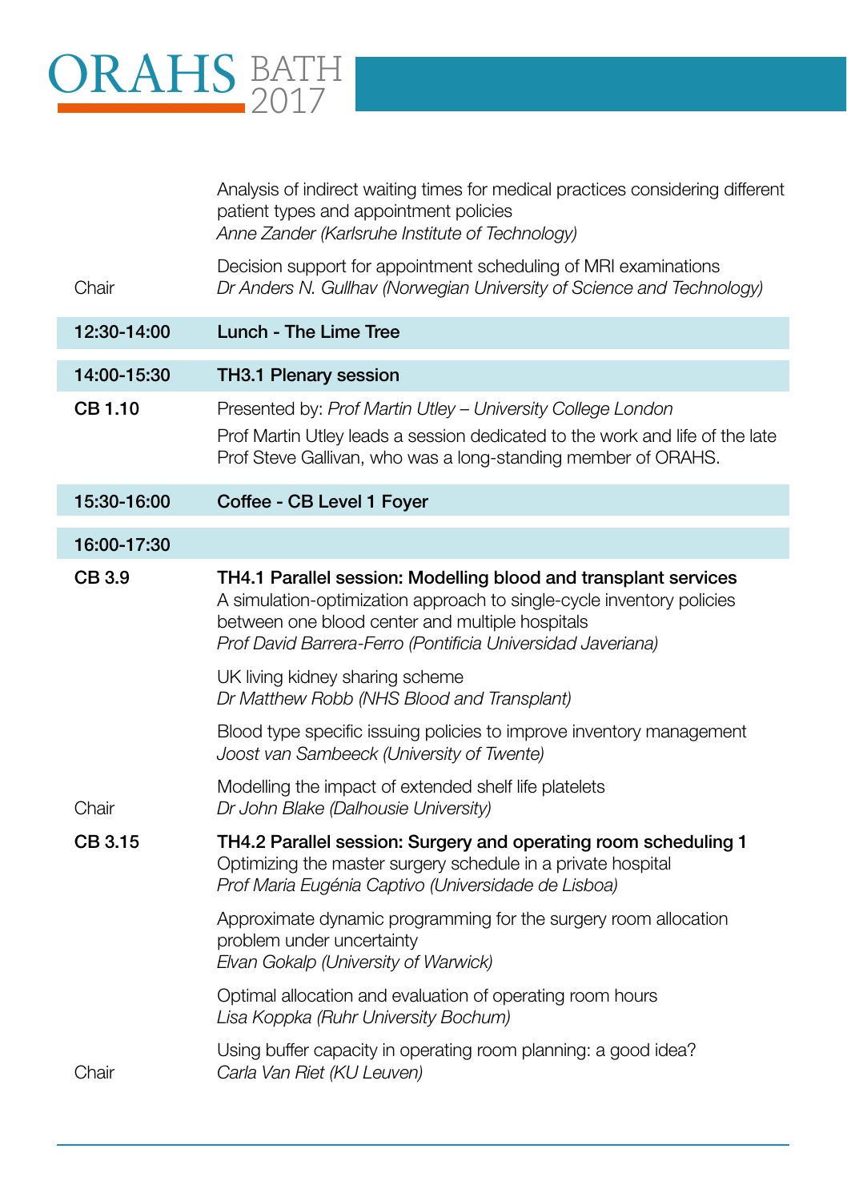| | |
|---|---|
| | Analysis of indirect waiting times for medical practices considering different patient types and appointment policies<br>*Anne Zander (Karlsruhe Institute of Technology)* |
| Chair | Decision support for appointment scheduling of MRI examinations<br>*Dr Anders N. Gullhav (Norwegian University of Science and Technology)* |
| **12:30-14:00** | **Lunch - The Lime Tree** |
| **14:00-15:30** | **TH3.1 Plenary session** |
| **CB 1.10** | Presented by: *Prof Martin Utley – University College London*<br>Prof Martin Utley leads a session dedicated to the work and life of the late Prof Steve Gallivan, who was a long-standing member of ORAHS. |
| **15:30-16:00** | **Coffee - CB Level 1 Foyer** |
| **16:00-17:30** | |
| **CB 3.9** | **TH4.1 Parallel session: Modelling blood and transplant services**<br>A simulation-optimization approach to single-cycle inventory policies between one blood center and multiple hospitals<br>*Prof David Barrera-Ferro (Pontificia Universidad Javeriana)* |
| | UK living kidney sharing scheme<br>*Dr Matthew Robb (NHS Blood and Transplant)* |
| | Blood type specific issuing policies to improve inventory management<br>*Joost van Sambeeck (University of Twente)* |
| Chair | Modelling the impact of extended shelf life platelets<br>*Dr John Blake (Dalhousie University)* |
| **CB 3.15** | **TH4.2 Parallel session: Surgery and operating room scheduling 1**<br>Optimizing the master surgery schedule in a private hospital<br>*Prof Maria Eugénia Captivo (Universidade de Lisboa)* |
| | Approximate dynamic programming for the surgery room allocation problem under uncertainty<br>*Elvan Gokalp (University of Warwick)* |
| | Optimal allocation and evaluation of operating room hours<br>*Lisa Koppka (Ruhr University Bochum)* |
| Chair | Using buffer capacity in operating room planning: a good idea?<br>*Carla Van Riet (KU Leuven)* |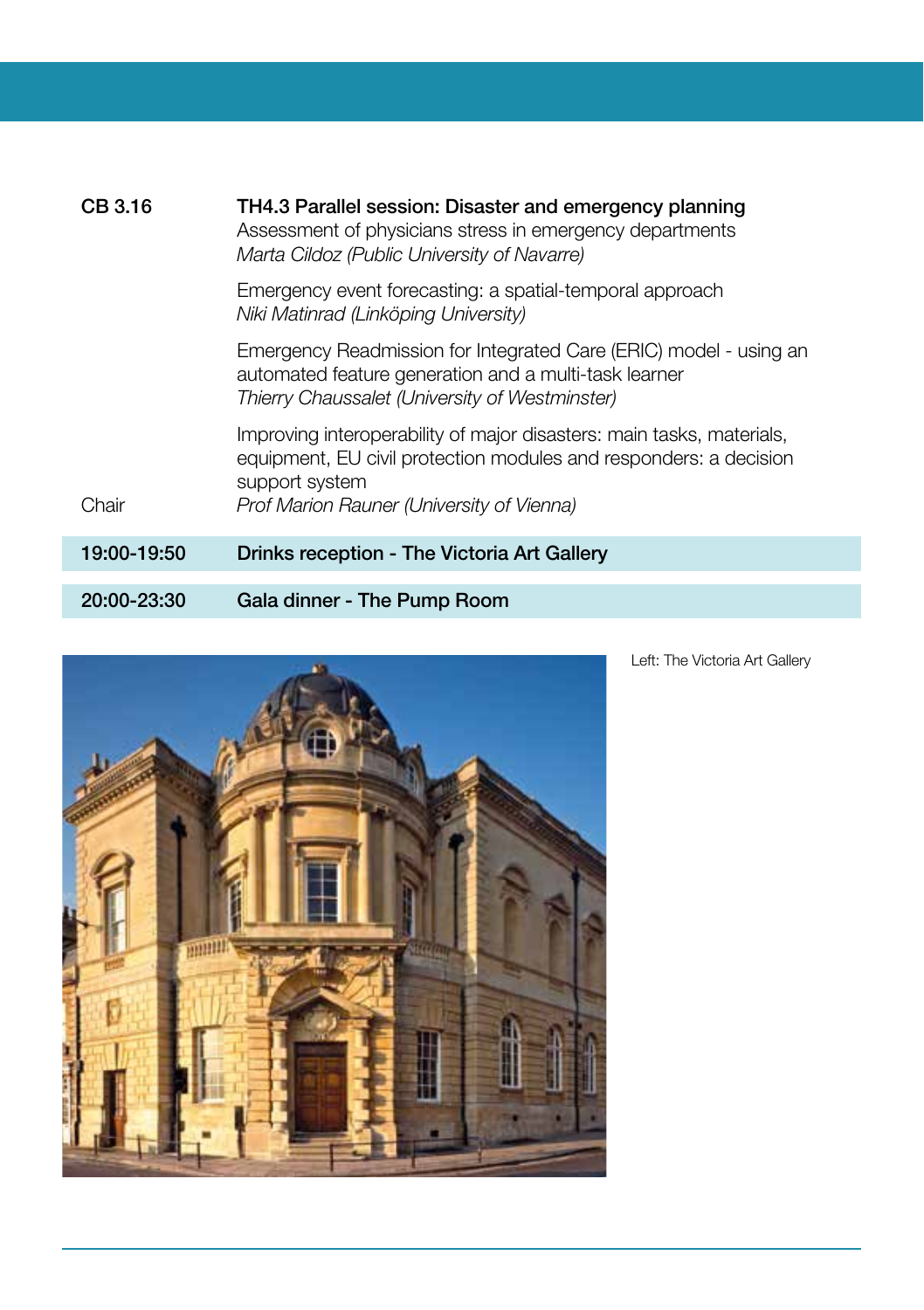**CB 3.16** — **TH4.3 Parallel session: Disaster and emergency planning**

Assessment of physicians stress in emergency departments
*Marta Cildoz (Public University of Navarre)*

Emergency event forecasting: a spatial-temporal approach
*Niki Matinrad (Linköping University)*

Emergency Readmission for Integrated Care (ERIC) model - using an automated feature generation and a multi-task learner
*Thierry Chaussalet (University of Westminster)*

Improving interoperability of major disasters: main tasks, materials, equipment, EU civil protection modules and responders: a decision support system

Chair — *Prof Marion Rauner (University of Vienna)*

**19:00-19:50** — **Drinks reception - The Victoria Art Gallery**

**20:00-23:30** — **Gala dinner - The Pump Room**

Left: The Victoria Art Gallery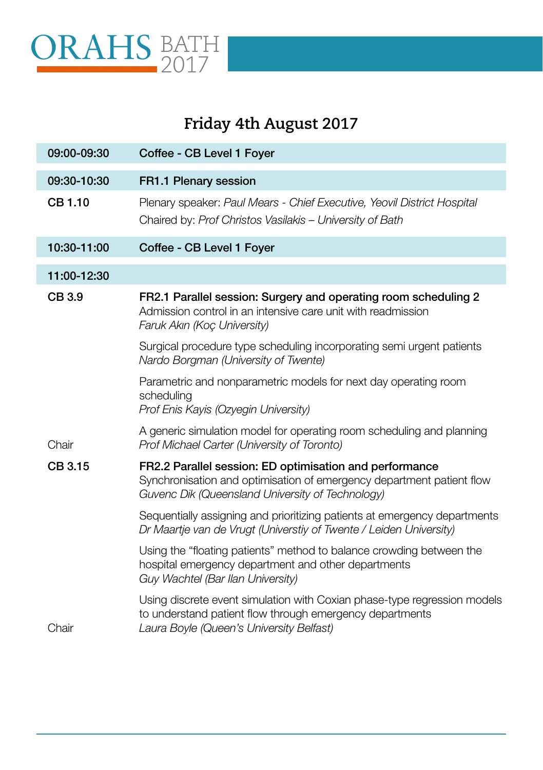# Friday 4th August 2017

| | |
|---|---|
| **09:00-09:30** | **Coffee - CB Level 1 Foyer** |
| **09:30-10:30** | **FR1.1 Plenary session** |
| **CB 1.10** | Plenary speaker: *Paul Mears - Chief Executive, Yeovil District Hospital*<br>Chaired by: *Prof Christos Vasilakis – University of Bath* |
| **10:30-11:00** | **Coffee - CB Level 1 Foyer** |
| **11:00-12:30** | |
| **CB 3.9** | **FR2.1 Parallel session: Surgery and operating room scheduling 2**<br>Admission control in an intensive care unit with readmission<br>*Faruk Akın (Koç University)* |
| | Surgical procedure type scheduling incorporating semi urgent patients<br>*Nardo Borgman (University of Twente)* |
| | Parametric and nonparametric models for next day operating room scheduling<br>*Prof Enis Kayis (Ozyegin University)* |
| Chair | A generic simulation model for operating room scheduling and planning<br>*Prof Michael Carter (University of Toronto)* |
| **CB 3.15** | **FR2.2 Parallel session: ED optimisation and performance**<br>Synchronisation and optimisation of emergency department patient flow<br>*Guvenc Dik (Queensland University of Technology)* |
| | Sequentially assigning and prioritizing patients at emergency departments<br>*Dr Maartje van de Vrugt (Universtiy of Twente / Leiden University)* |
| | Using the “floating patients” method to balance crowding between the hospital emergency department and other departments<br>*Guy Wachtel (Bar Ilan University)* |
| Chair | Using discrete event simulation with Coxian phase-type regression models to understand patient flow through emergency departments<br>*Laura Boyle (Queen’s University Belfast)* |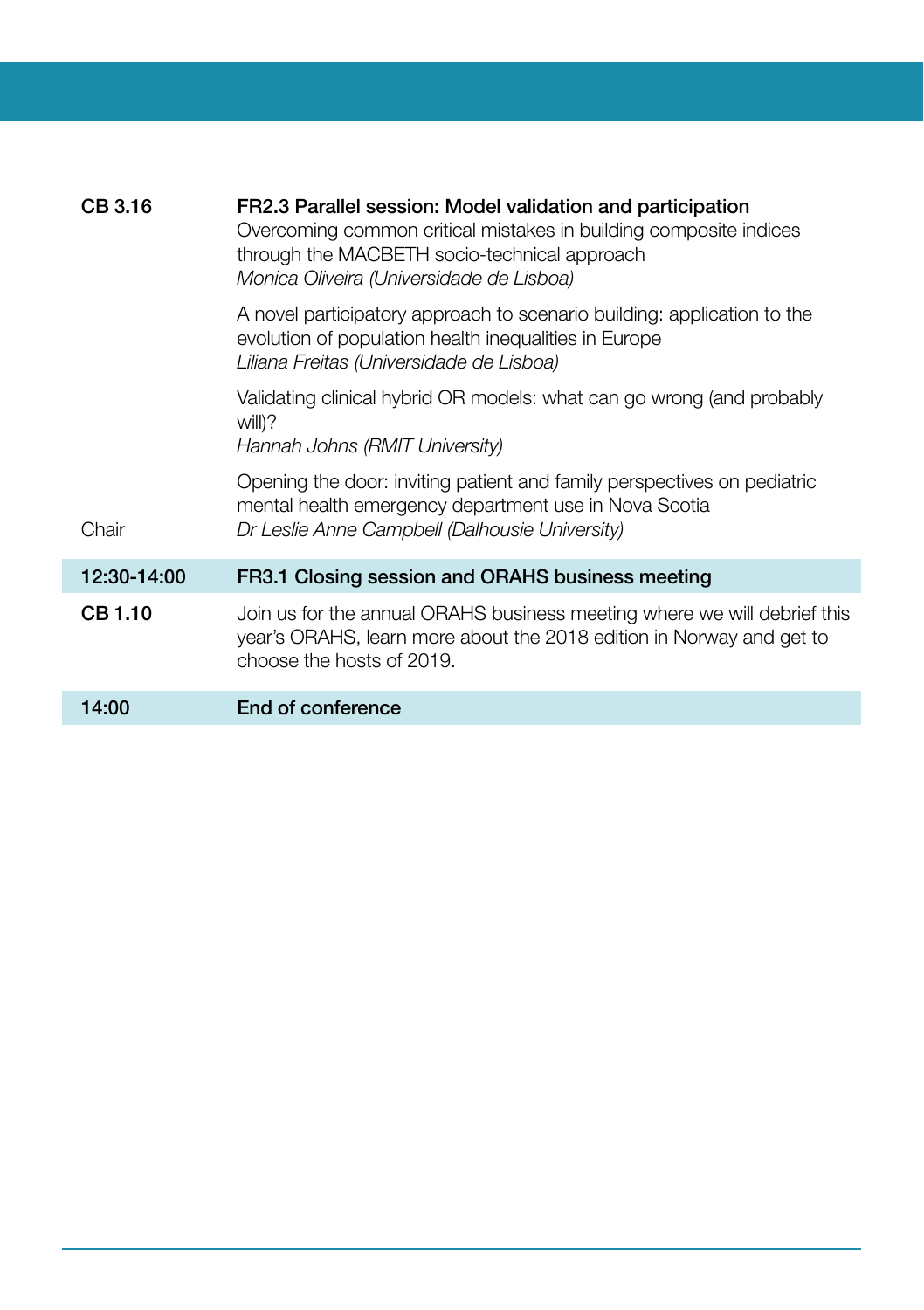| | |
|---|---|
| **CB 3.16** | **FR2.3 Parallel session: Model validation and participation** |
| | Overcoming common critical mistakes in building composite indices through the MACBETH socio-technical approach<br>*Monica Oliveira (Universidade de Lisboa)* |
| | A novel participatory approach to scenario building: application to the evolution of population health inequalities in Europe<br>*Liliana Freitas (Universidade de Lisboa)* |
| | Validating clinical hybrid OR models: what can go wrong (and probably will)?<br>*Hannah Johns (RMIT University)* |
| Chair | Opening the door: inviting patient and family perspectives on pediatric mental health emergency department use in Nova Scotia<br>*Dr Leslie Anne Campbell (Dalhousie University)* |
| **12:30-14:00** | **FR3.1 Closing session and ORAHS business meeting** |
| **CB 1.10** | Join us for the annual ORAHS business meeting where we will debrief this year's ORAHS, learn more about the 2018 edition in Norway and get to choose the hosts of 2019. |
| **14:00** | **End of conference** |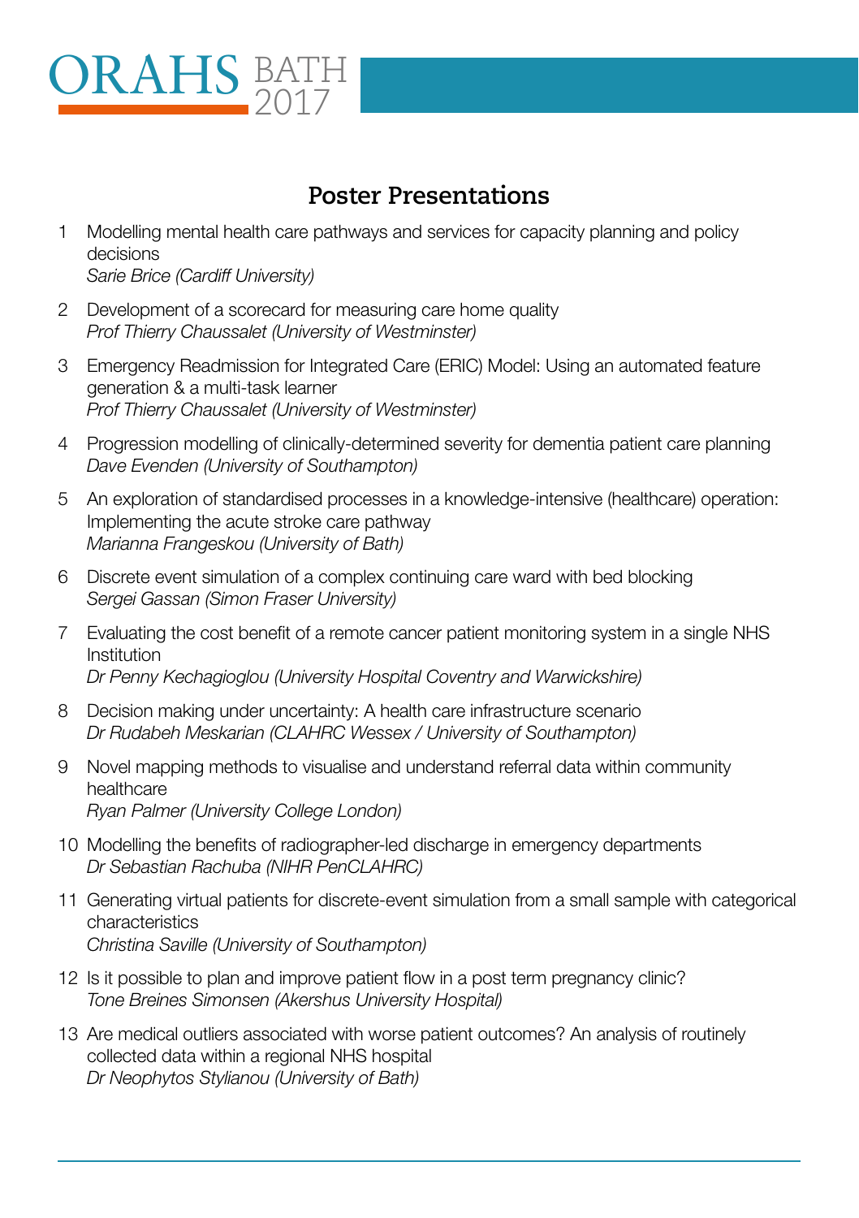## Poster Presentations

1. Modelling mental health care pathways and services for capacity planning and policy decisions
   *Sarie Brice (Cardiff University)*

2. Development of a scorecard for measuring care home quality
   *Prof Thierry Chaussalet (University of Westminster)*

3. Emergency Readmission for Integrated Care (ERIC) Model: Using an automated feature generation & a multi-task learner
   *Prof Thierry Chaussalet (University of Westminster)*

4. Progression modelling of clinically-determined severity for dementia patient care planning
   *Dave Evenden (University of Southampton)*

5. An exploration of standardised processes in a knowledge-intensive (healthcare) operation: Implementing the acute stroke care pathway
   *Marianna Frangeskou (University of Bath)*

6. Discrete event simulation of a complex continuing care ward with bed blocking
   *Sergei Gassan (Simon Fraser University)*

7. Evaluating the cost benefit of a remote cancer patient monitoring system in a single NHS Institution
   *Dr Penny Kechagioglou (University Hospital Coventry and Warwickshire)*

8. Decision making under uncertainty: A health care infrastructure scenario
   *Dr Rudabeh Meskarian (CLAHRC Wessex / University of Southampton)*

9. Novel mapping methods to visualise and understand referral data within community healthcare
   *Ryan Palmer (University College London)*

10. Modelling the benefits of radiographer-led discharge in emergency departments
    *Dr Sebastian Rachuba (NIHR PenCLAHRC)*

11. Generating virtual patients for discrete-event simulation from a small sample with categorical characteristics
    *Christina Saville (University of Southampton)*

12. Is it possible to plan and improve patient flow in a post term pregnancy clinic?
    *Tone Breines Simonsen (Akershus University Hospital)*

13. Are medical outliers associated with worse patient outcomes? An analysis of routinely collected data within a regional NHS hospital
    *Dr Neophytos Stylianou (University of Bath)*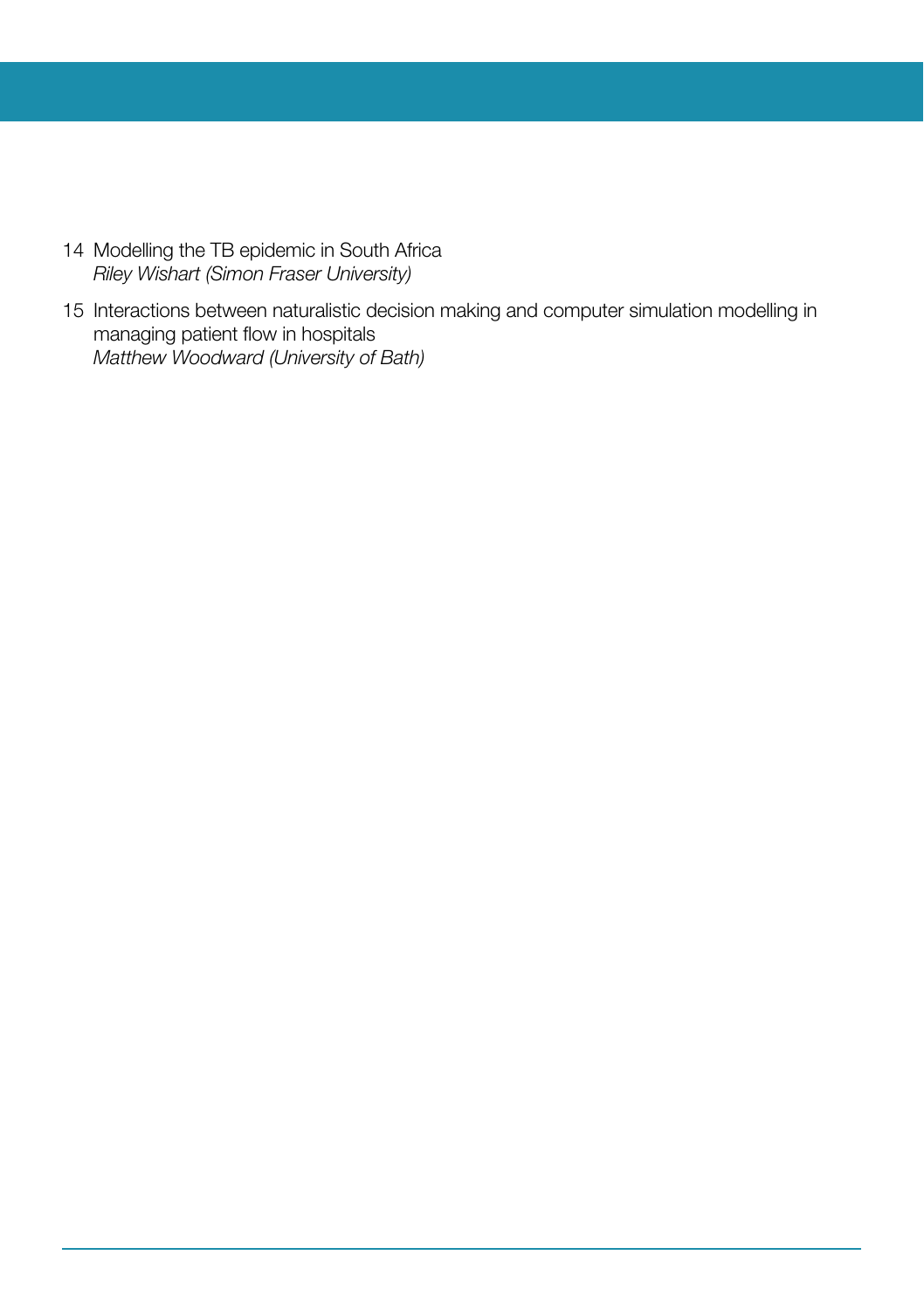14 Modelling the TB epidemic in South Africa
*Riley Wishart (Simon Fraser University)*

15 Interactions between naturalistic decision making and computer simulation modelling in managing patient flow in hospitals
*Matthew Woodward (University of Bath)*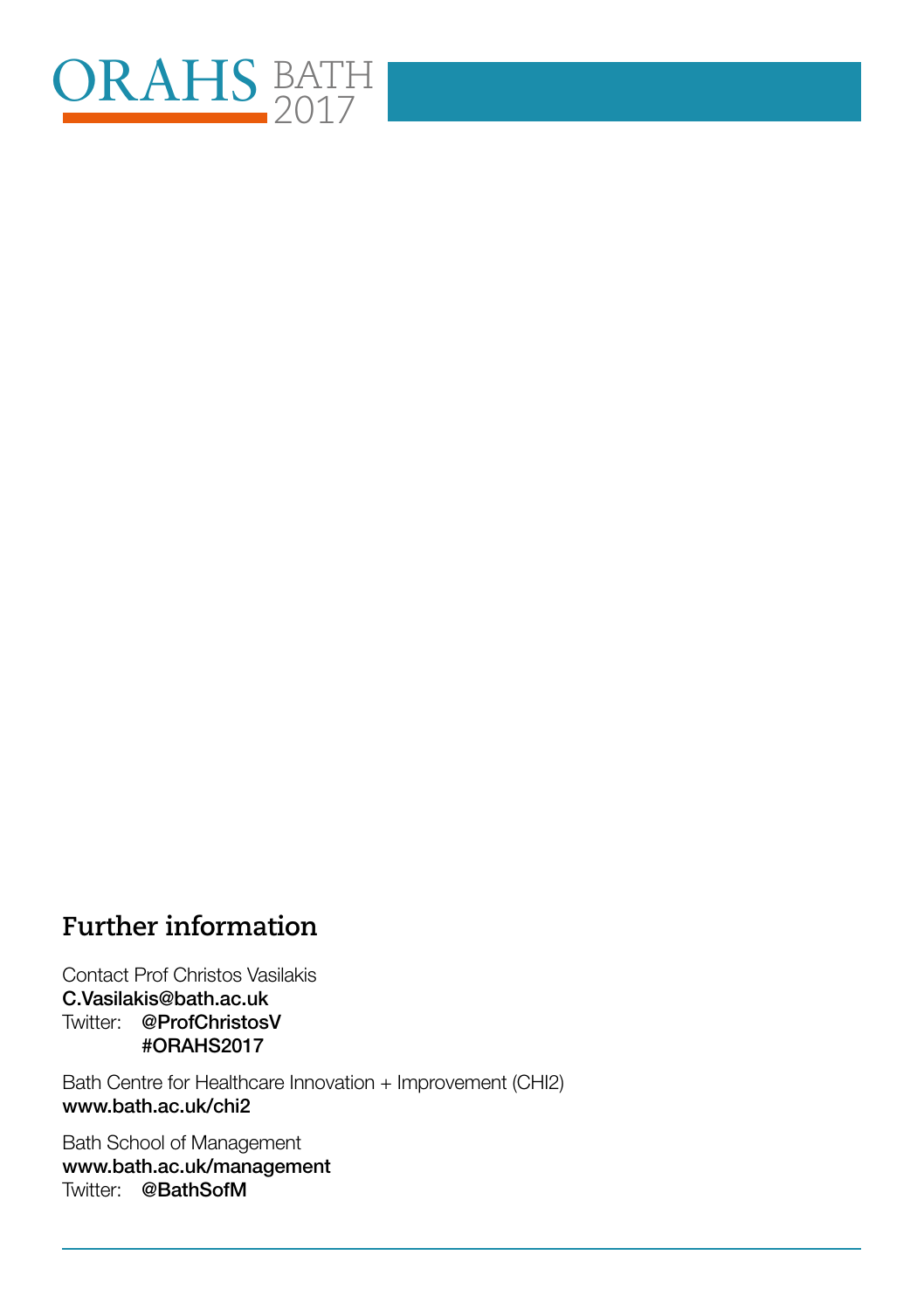# ORAHS BATH 2017

## Further information

Contact Prof Christos Vasilakis
**C.Vasilakis@bath.ac.uk**
Twitter: **@ProfChristosV**
**#ORAHS2017**

Bath Centre for Healthcare Innovation + Improvement (CHI2)
**www.bath.ac.uk/chi2**

Bath School of Management
**www.bath.ac.uk/management**
Twitter: **@BathSofM**